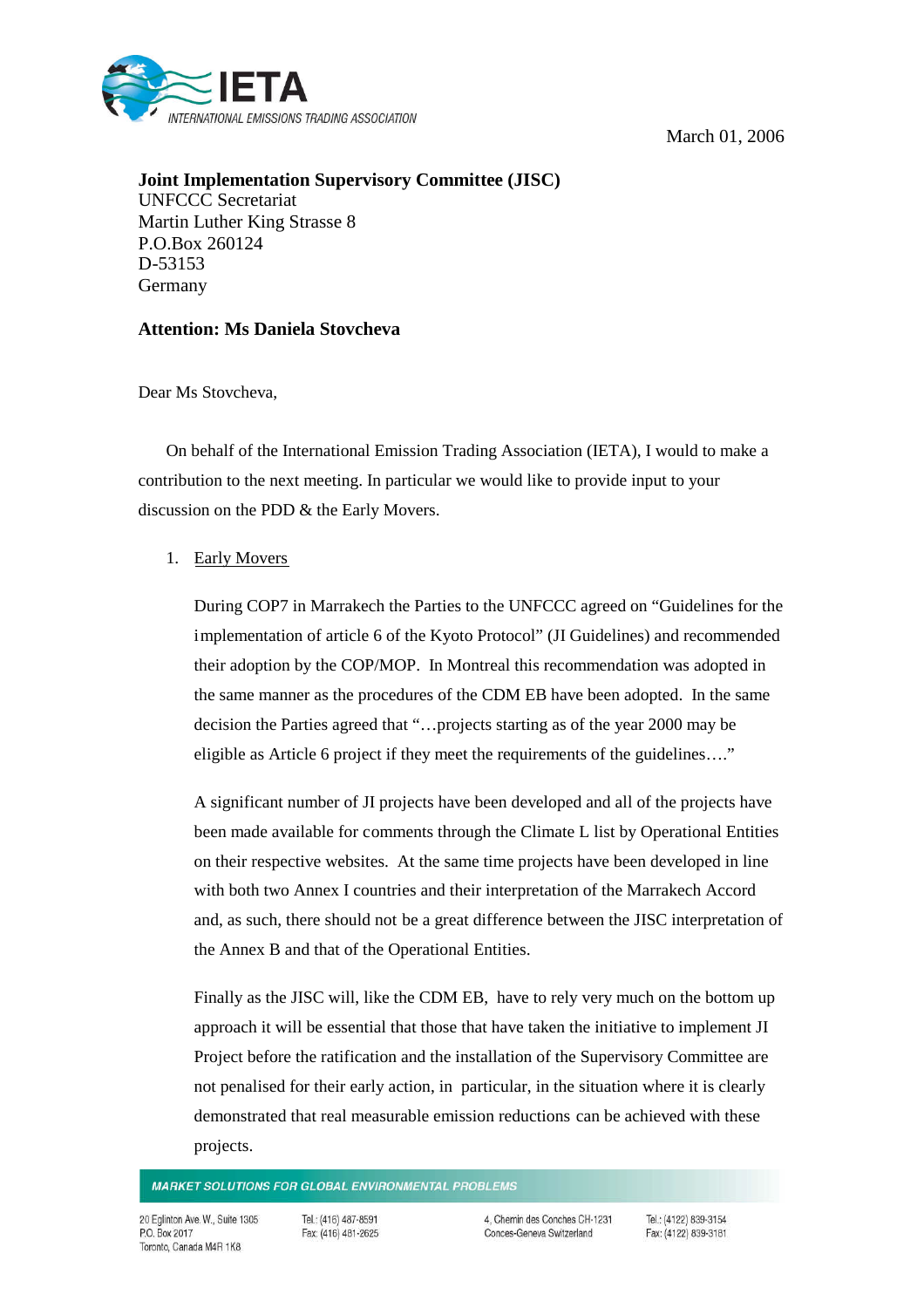IETA
INTERNATIONAL EMISSIONS TRADING ASSOCIATION

March 01, 2006

**Joint Implementation Supervisory Committee (JISC)**
UNFCCC Secretariat
Martin Luther King Strasse 8
P.O.Box 260124
D-53153
Germany

**Attention: Ms Daniela Stovcheva**

Dear Ms Stovcheva,

On behalf of the International Emission Trading Association (IETA), I would to make a contribution to the next meeting. In particular we would like to provide input to your discussion on the PDD & the Early Movers.

1. Early Movers

   During COP7 in Marrakech the Parties to the UNFCCC agreed on "Guidelines for the implementation of article 6 of the Kyoto Protocol" (JI Guidelines) and recommended their adoption by the COP/MOP. In Montreal this recommendation was adopted in the same manner as the procedures of the CDM EB have been adopted. In the same decision the Parties agreed that "…projects starting as of the year 2000 may be eligible as Article 6 project if they meet the requirements of the guidelines…."

   A significant number of JI projects have been developed and all of the projects have been made available for comments through the Climate L list by Operational Entities on their respective websites. At the same time projects have been developed in line with both two Annex I countries and their interpretation of the Marrakech Accord and, as such, there should not be a great difference between the JISC interpretation of the Annex B and that of the Operational Entities.

   Finally as the JISC will, like the CDM EB, have to rely very much on the bottom up approach it will be essential that those that have taken the initiative to implement JI Project before the ratification and the installation of the Supervisory Committee are not penalised for their early action, in particular, in the situation where it is clearly demonstrated that real measurable emission reductions can be achieved with these projects.

MARKET SOLUTIONS FOR GLOBAL ENVIRONMENTAL PROBLEMS

20 Eglinton Ave. W., Suite 1305
P.O. Box 2017
Toronto, Canada M4R 1K8

Tel.: (416) 487-8591
Fax: (416) 481-2625

4, Chemin des Conches CH-1231
Conces-Geneva Switzerland

Tel.: (4122) 839-3154
Fax: (4122) 839-3181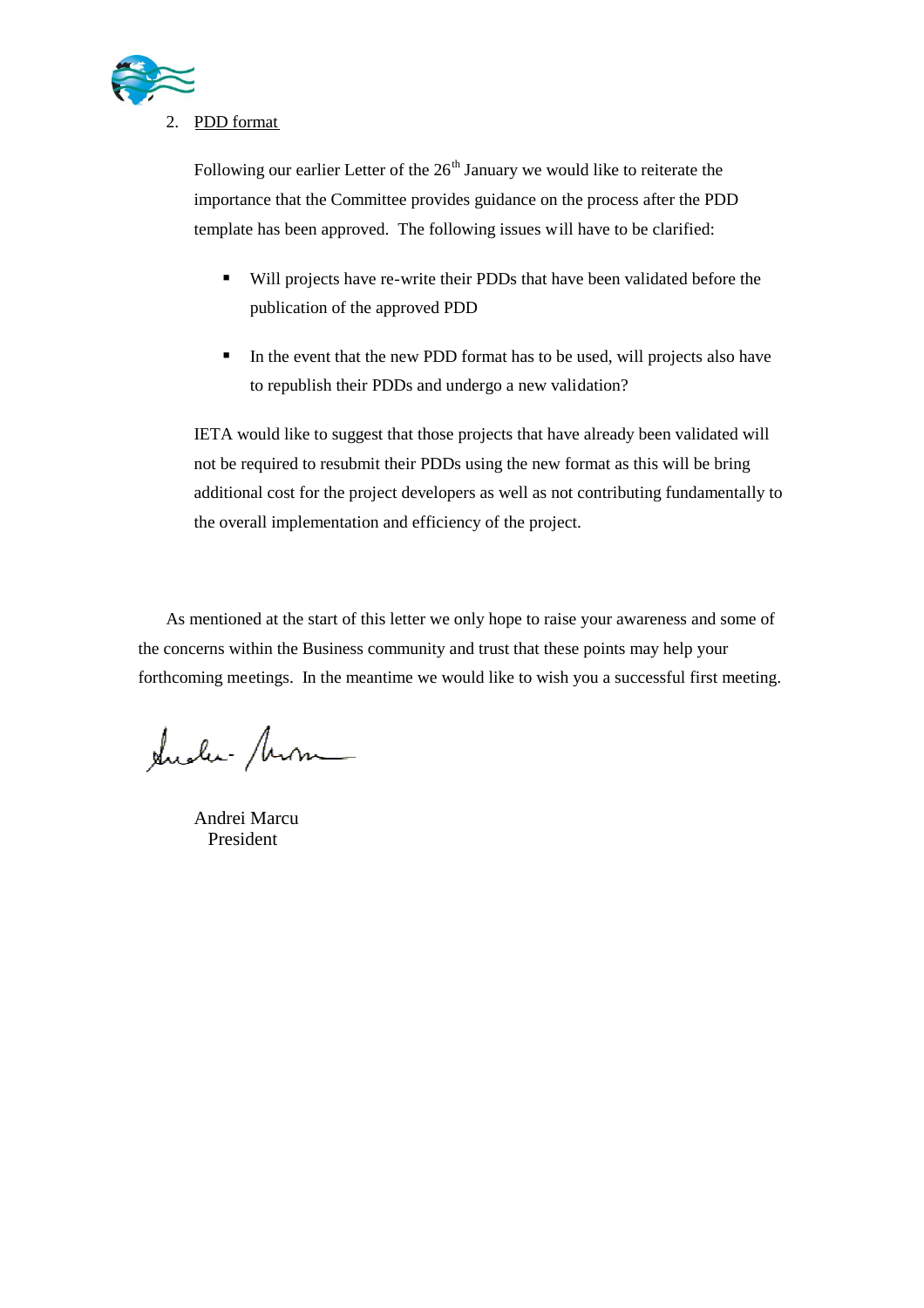2. PDD format

Following our earlier Letter of the 26th January we would like to reiterate the importance that the Committee provides guidance on the process after the PDD template has been approved. The following issues will have to be clarified:

- Will projects have re-write their PDDs that have been validated before the publication of the approved PDD
- In the event that the new PDD format has to be used, will projects also have to republish their PDDs and undergo a new validation?

IETA would like to suggest that those projects that have already been validated will not be required to resubmit their PDDs using the new format as this will be bring additional cost for the project developers as well as not contributing fundamentally to the overall implementation and efficiency of the project.

As mentioned at the start of this letter we only hope to raise your awareness and some of the concerns within the Business community and trust that these points may help your forthcoming meetings. In the meantime we would like to wish you a successful first meeting.

Andrei Marcu
President